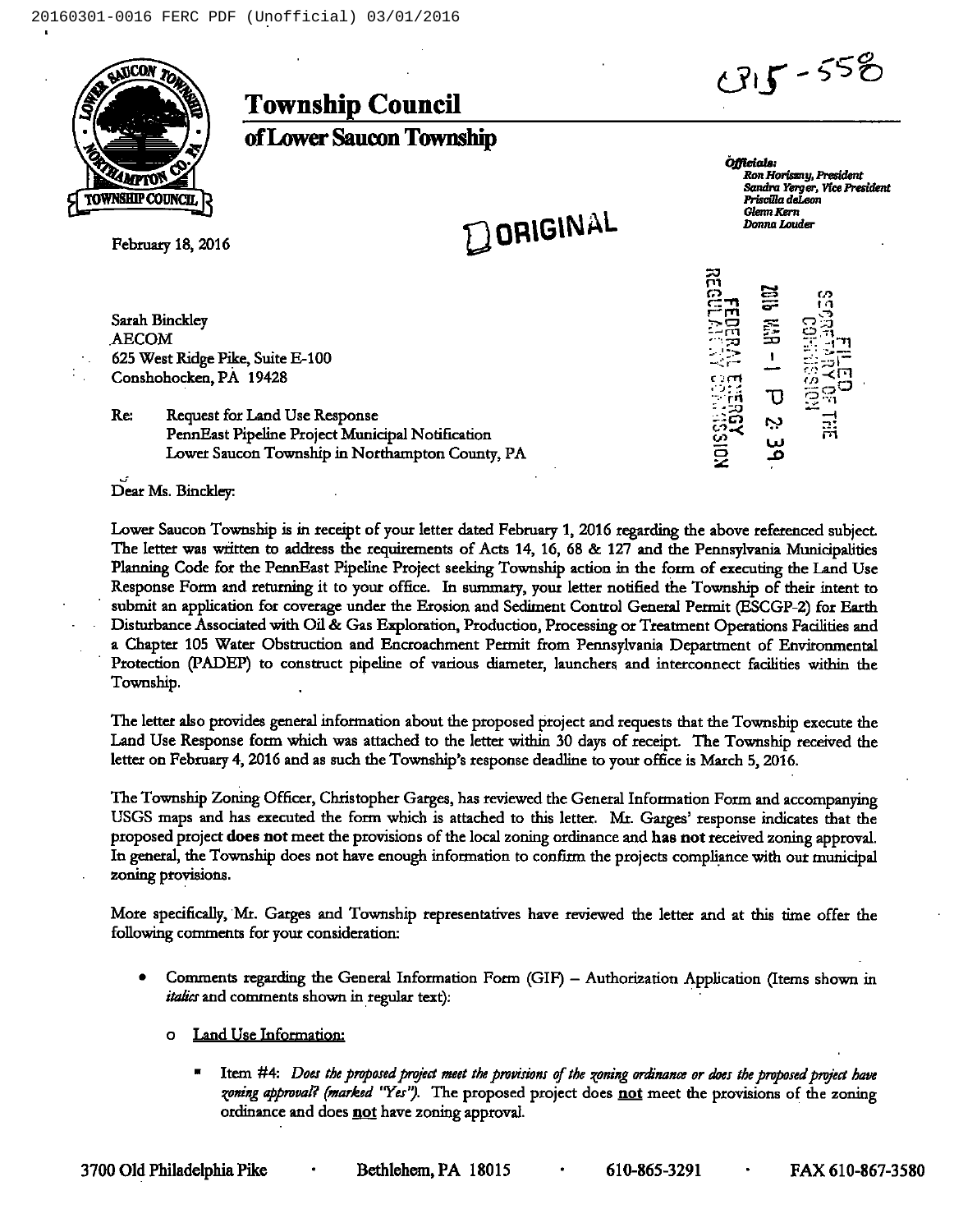CP15-558

# Township Council

## of Lower Saucon Township

*Officials:*
*Ron Horiszny, President*
*Sandra Yerger, Vice President*
*Priscilla deLeon*
*Glenn Kern*
*Donna Louder*

ORIGINAL

FILED
SECRETARY OF THE COMMISSION
2016 MAR -1 P 2:39
FEDERAL ENERGY REGULATORY COMMISSION

February 18, 2016

Sarah Binckley
AECOM
625 West Ridge Pike, Suite E-100
Conshohocken, PA 19428

Re: Request for Land Use Response
PennEast Pipeline Project Municipal Notification
Lower Saucon Township in Northampton County, PA

Dear Ms. Binckley:

Lower Saucon Township is in receipt of your letter dated February 1, 2016 regarding the above referenced subject. The letter was written to address the requirements of Acts 14, 16, 68 & 127 and the Pennsylvania Municipalities Planning Code for the PennEast Pipeline Project seeking Township action in the form of executing the Land Use Response Form and returning it to your office. In summary, your letter notified the Township of their intent to submit an application for coverage under the Erosion and Sediment Control General Permit (ESCGP-2) for Earth Disturbance Associated with Oil & Gas Exploration, Production, Processing or Treatment Operations Facilities and a Chapter 105 Water Obstruction and Encroachment Permit from Pennsylvania Department of Environmental Protection (PADEP) to construct pipeline of various diameter, launchers and interconnect facilities within the Township.

The letter also provides general information about the proposed project and requests that the Township execute the Land Use Response form which was attached to the letter within 30 days of receipt. The Township received the letter on February 4, 2016 and as such the Township's response deadline to your office is March 5, 2016.

The Township Zoning Officer, Christopher Garges, has reviewed the General Information Form and accompanying USGS maps and has executed the form which is attached to this letter. Mr. Garges' response indicates that the proposed project **does not** meet the provisions of the local zoning ordinance and **has not** received zoning approval. In general, the Township does not have enough information to confirm the projects compliance with our municipal zoning provisions.

More specifically, Mr. Garges and Township representatives have reviewed the letter and at this time offer the following comments for your consideration:

- Comments regarding the General Information Form (GIF) – Authorization Application (Items shown in *italics* and comments shown in regular text):
  - Land Use Information:
    - Item #4: *Does the proposed project meet the provisions of the zoning ordinance or does the proposed project have zoning approval? (marked "Yes").* The proposed project does **not** meet the provisions of the zoning ordinance and does **not** have zoning approval.

3700 Old Philadelphia Pike • Bethlehem, PA 18015 • 610-865-3291 • FAX 610-867-3580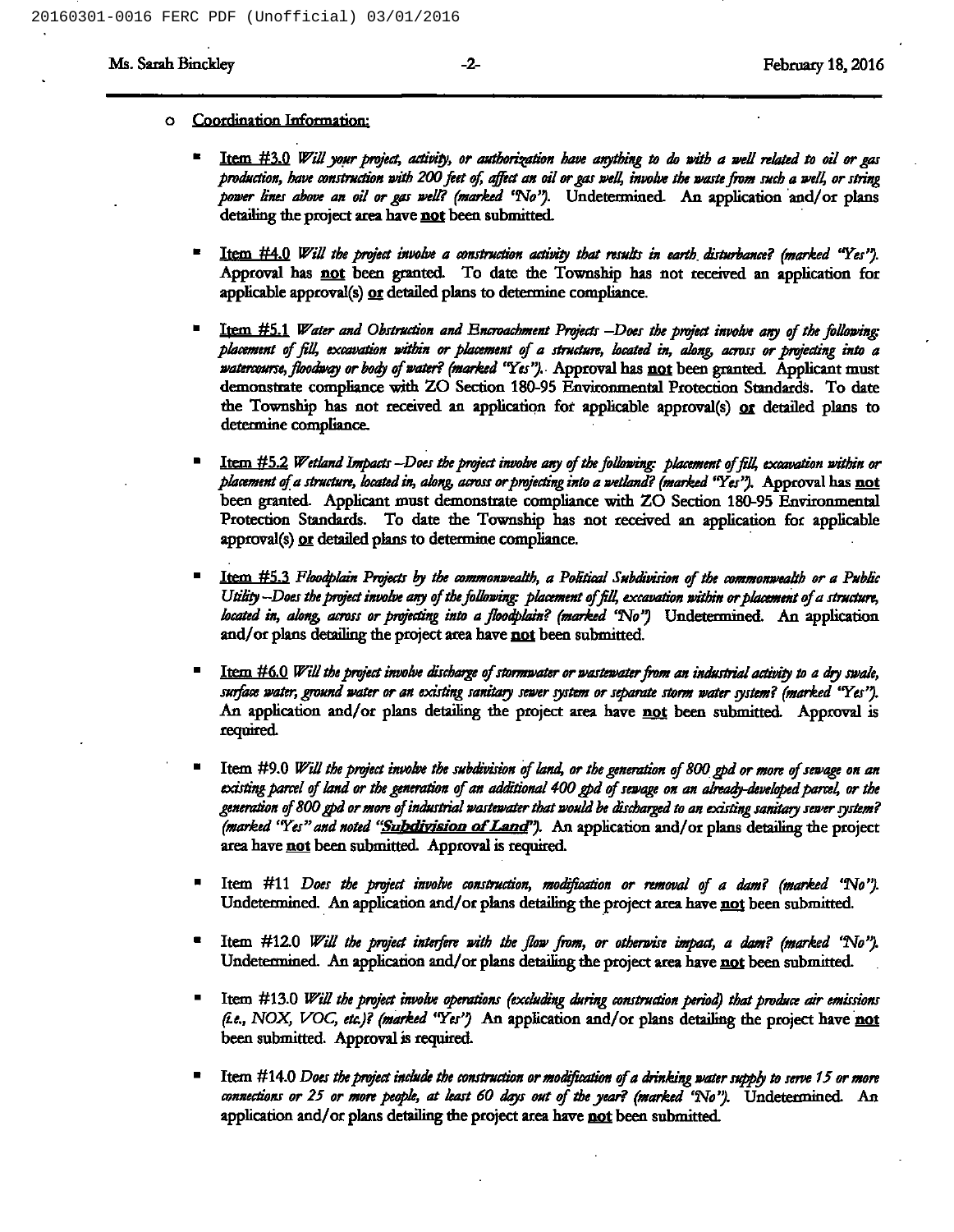- Coordination Information:

  - Item #3.0 *Will your project, activity, or authorization have anything to do with a well related to oil or gas production, have construction with 200 feet of, affect an oil or gas well, involve the waste from such a well, or string power lines above an oil or gas well? (marked "No").* Undetermined. An application and/or plans detailing the project area have **not** been submitted.

  - Item #4.0 *Will the project involve a construction activity that results in earth disturbance? (marked "Yes").* Approval has **not** been granted. To date the Township has not received an application for applicable approval(s) **or** detailed plans to determine compliance.

  - Item #5.1 *Water and Obstruction and Encroachment Projects –Does the project involve any of the following: placement of fill, excavation within or placement of a structure, located in, along, across or projecting into a watercourse, floodway or body of water? (marked "Yes").* Approval has **not** been granted. Applicant must demonstrate compliance with ZO Section 180-95 Environmental Protection Standards. To date the Township has not received an application for applicable approval(s) **or** detailed plans to determine compliance.

  - Item #5.2 *Wetland Impacts –Does the project involve any of the following: placement of fill, excavation within or placement of a structure, located in, along, across or projecting into a wetland? (marked "Yes").* Approval has **not** been granted. Applicant must demonstrate compliance with ZO Section 180-95 Environmental Protection Standards. To date the Township has not received an application for applicable approval(s) **or** detailed plans to determine compliance.

  - Item #5.3 *Floodplain Projects by the commonwealth, a Political Subdivision of the commonwealth or a Public Utility –Does the project involve any of the following: placement of fill, excavation within or placement of a structure, located in, along, across or projecting into a floodplain? (marked "No")* Undetermined. An application and/or plans detailing the project area have **not** been submitted.

  - Item #6.0 *Will the project involve discharge of stormwater or wastewater from an industrial activity to a dry swale, surface water, ground water or an existing sanitary sewer system or separate storm water system? (marked "Yes").* An application and/or plans detailing the project area have **not** been submitted. Approval is required.

  - Item #9.0 *Will the project involve the subdivision of land, or the generation of 800 gpd or more of sewage on an existing parcel of land or the generation of an additional 400 gpd of sewage on an already-developed parcel, or the generation of 800 gpd or more of industrial wastewater that would be discharged to an existing sanitary sewer system? (marked "Yes" and noted "**Subdivision of Land**").* An application and/or plans detailing the project area have **not** been submitted. Approval is required.

  - Item #11 *Does the project involve construction, modification or removal of a dam? (marked "No").* Undetermined. An application and/or plans detailing the project area have **not** been submitted.

  - Item #12.0 *Will the project interfere with the flow from, or otherwise impact, a dam? (marked "No").* Undetermined. An application and/or plans detailing the project area have **not** been submitted.

  - Item #13.0 *Will the project involve operations (excluding during construction period) that produce air emissions (i.e., NOX, VOC, etc.)? (marked "Yes")* An application and/or plans detailing the project have **not** been submitted. Approval is required.

  - Item #14.0 *Does the project include the construction or modification of a drinking water supply to serve 15 or more connections or 25 or more people, at least 60 days out of the year? (marked "No").* Undetermined. An application and/or plans detailing the project area have **not** been submitted.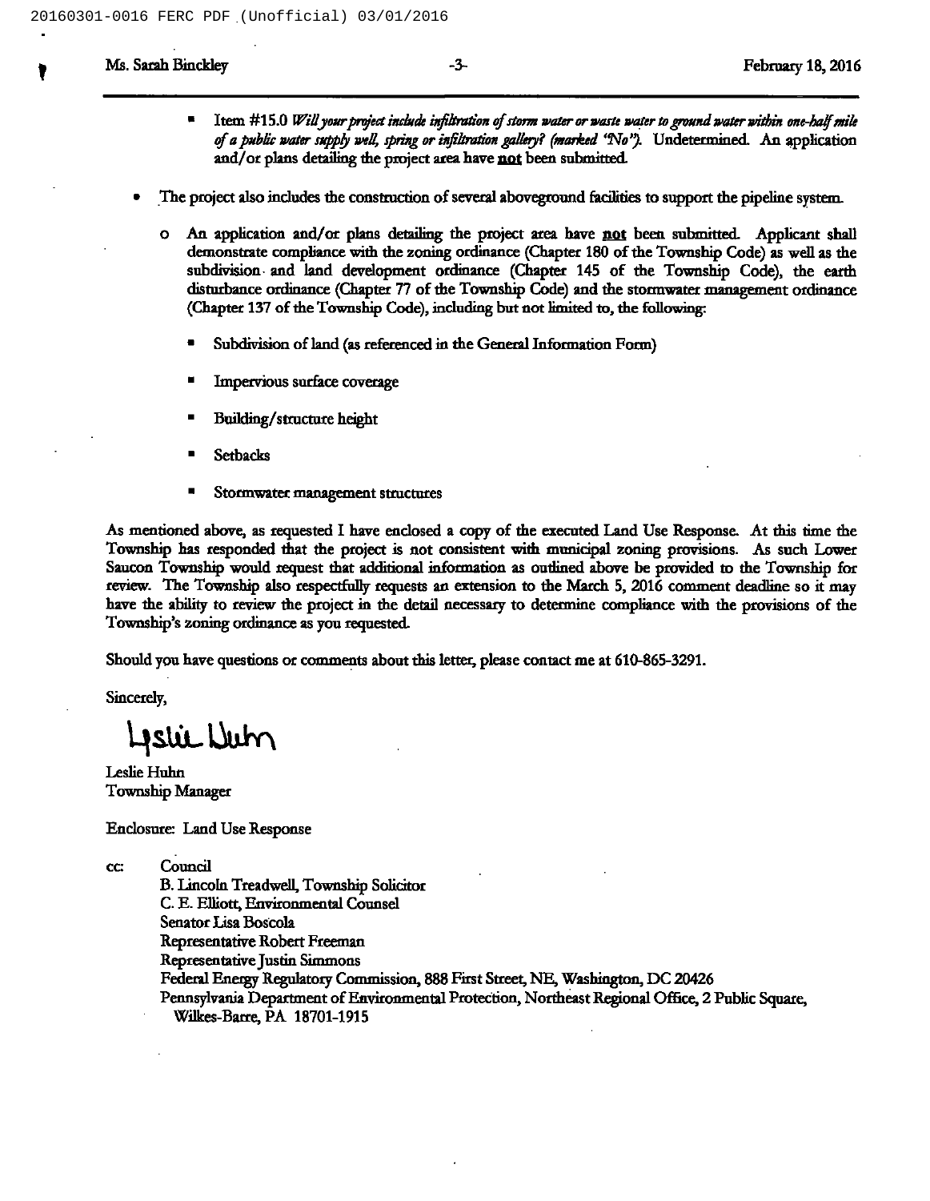- Item #15.0 *Will your project include infiltration of storm water or waste water to ground water within one-half mile of a public water supply well, spring or infiltration gallery? (marked "No").* Undetermined. An application and/or plans detailing the project area have **not** been submitted.

- The project also includes the construction of several aboveground facilities to support the pipeline system.
  - An application and/or plans detailing the project area have **not** been submitted. Applicant shall demonstrate compliance with the zoning ordinance (Chapter 180 of the Township Code) as well as the subdivision and land development ordinance (Chapter 145 of the Township Code), the earth disturbance ordinance (Chapter 77 of the Township Code) and the stormwater management ordinance (Chapter 137 of the Township Code), including but not limited to, the following:
    - Subdivision of land (as referenced in the General Information Form)
    - Impervious surface coverage
    - Building/structure height
    - Setbacks
    - Stormwater management structures

As mentioned above, as requested I have enclosed a copy of the executed Land Use Response. At this time the Township has responded that the project is not consistent with municipal zoning provisions. As such Lower Saucon Township would request that additional information as outlined above be provided to the Township for review. The Township also respectfully requests an extension to the March 5, 2016 comment deadline so it may have the ability to review the project in the detail necessary to determine compliance with the provisions of the Township's zoning ordinance as you requested.

Should you have questions or comments about this letter, please contact me at 610-865-3291.

Sincerely,

Leslie Huhn

Leslie Huhn
Township Manager

Enclosure: Land Use Response

cc: Council
B. Lincoln Treadwell, Township Solicitor
C. E. Elliott, Environmental Counsel
Senator Lisa Boscola
Representative Robert Freeman
Representative Justin Simmons
Federal Energy Regulatory Commission, 888 First Street, NE, Washington, DC 20426
Pennsylvania Department of Environmental Protection, Northeast Regional Office, 2 Public Square, Wilkes-Barre, PA 18701-1915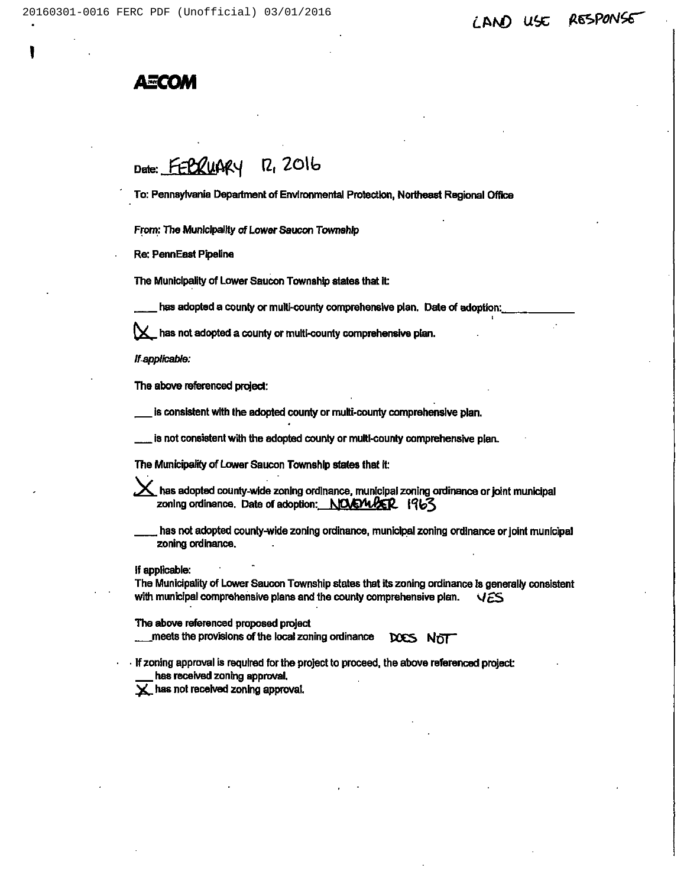LAND USE RESPONSE

**AECOM**

Date: FEBRUARY 12, 2016

To: Pennsylvania Department of Environmental Protection, Northeast Regional Office

From: *The Municipality of Lower Saucon Township*

Re: PennEast Pipeline

The Municipality of Lower Saucon Township states that it:

____ has adopted a county or multi-county comprehensive plan. Date of adoption:____________

X has not adopted a county or multi-county comprehensive plan.

*If applicable:*

The above referenced project:

____ is consistent with the adopted county or multi-county comprehensive plan.

____ is not consistent with the adopted county or multi-county comprehensive plan.

The Municipality of Lower Saucon Township states that it:

X has adopted county-wide zoning ordinance, municipal zoning ordinance or joint municipal zoning ordinance. Date of adoption: NOVEMBER 1963

____ has not adopted county-wide zoning ordinance, municipal zoning ordinance or joint municipal zoning ordinance.

If applicable:
The Municipality of Lower Saucon Township states that its zoning ordinance is generally consistent with municipal comprehensive plans and the county comprehensive plan. YES

The above referenced proposed project
____ meets the provisions of the local zoning ordinance DOES NOT

If zoning approval is required for the project to proceed, the above referenced project:
____ has received zoning approval.
X has not received zoning approval.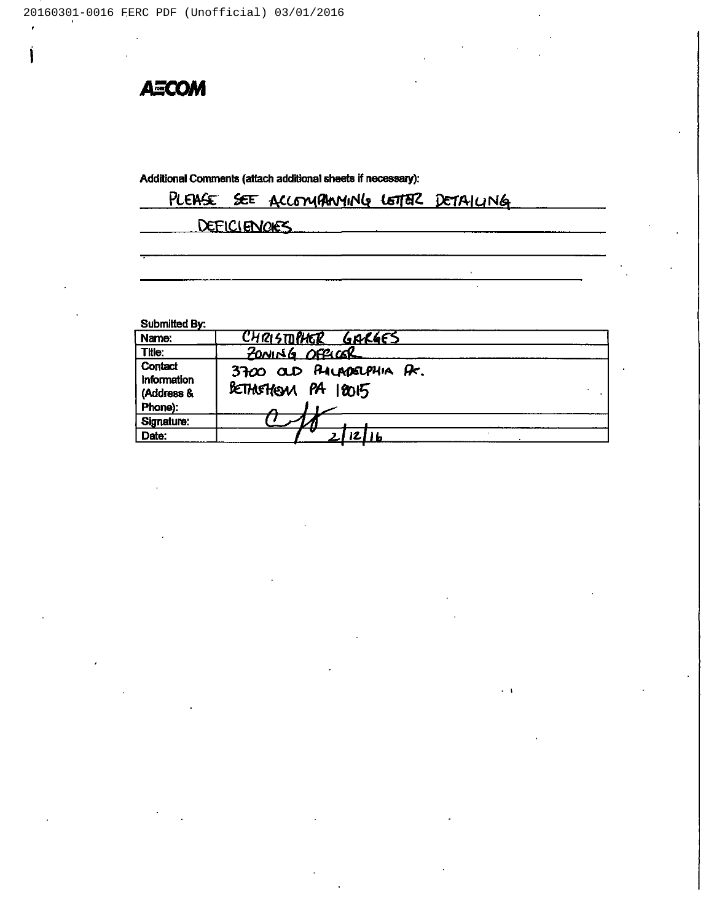AECOM

Additional Comments (attach additional sheets if necessary):

PLEASE SEE ACCOMPANYING LETTER DETAILING DEFICIENCIES

Submitted By:

| | |
|---|---|
| Name: | CHRISTOPHER GARGES |
| Title: | ZONING OFFICER |
| Contact Information (Address & Phone): | 3700 OLD PHILADELPHIA PK. BETHLEHEM PA 18015 |
| Signature: | |
| Date: | 2/12/16 |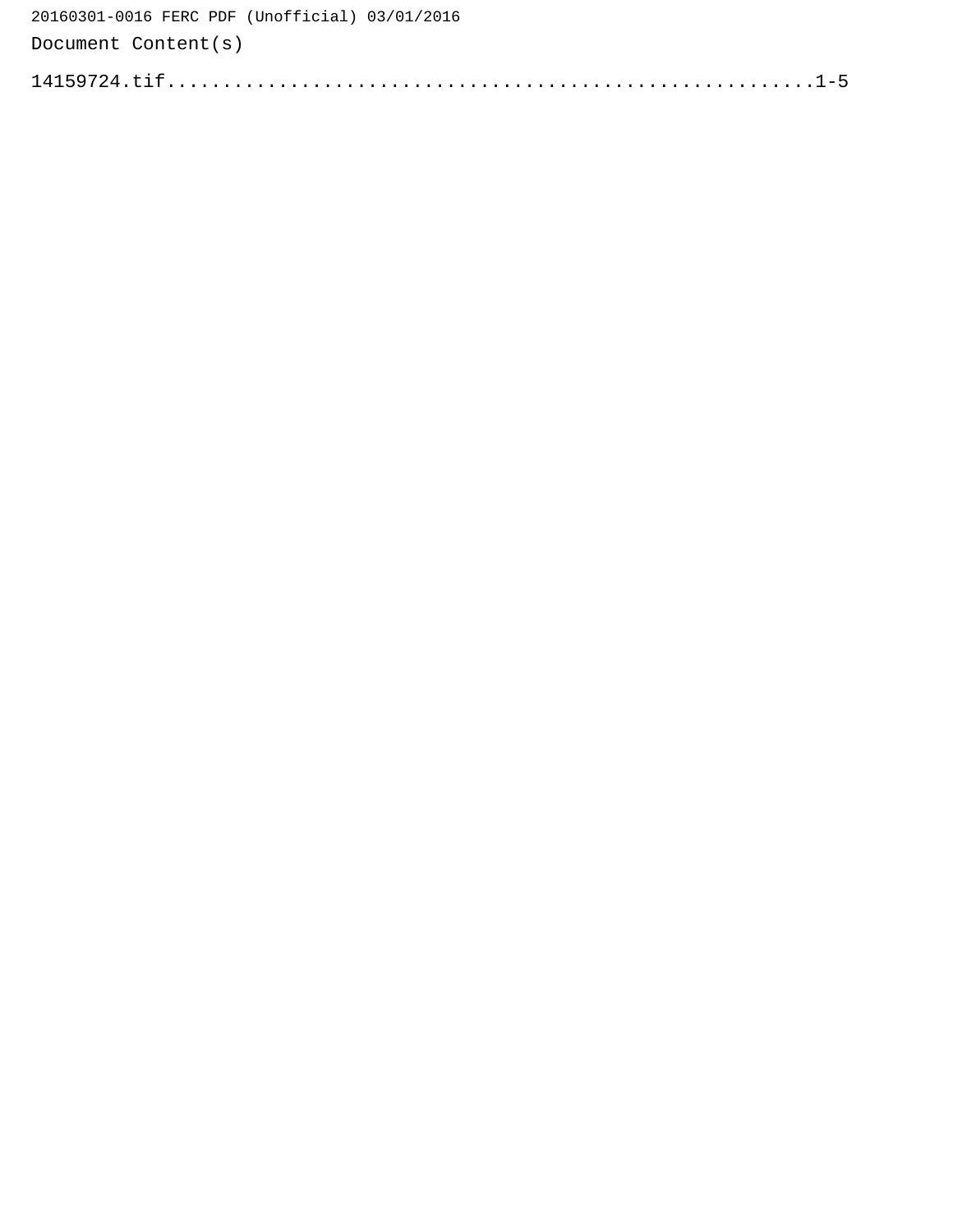Document Content(s)

14159724.tif......................................................1-5